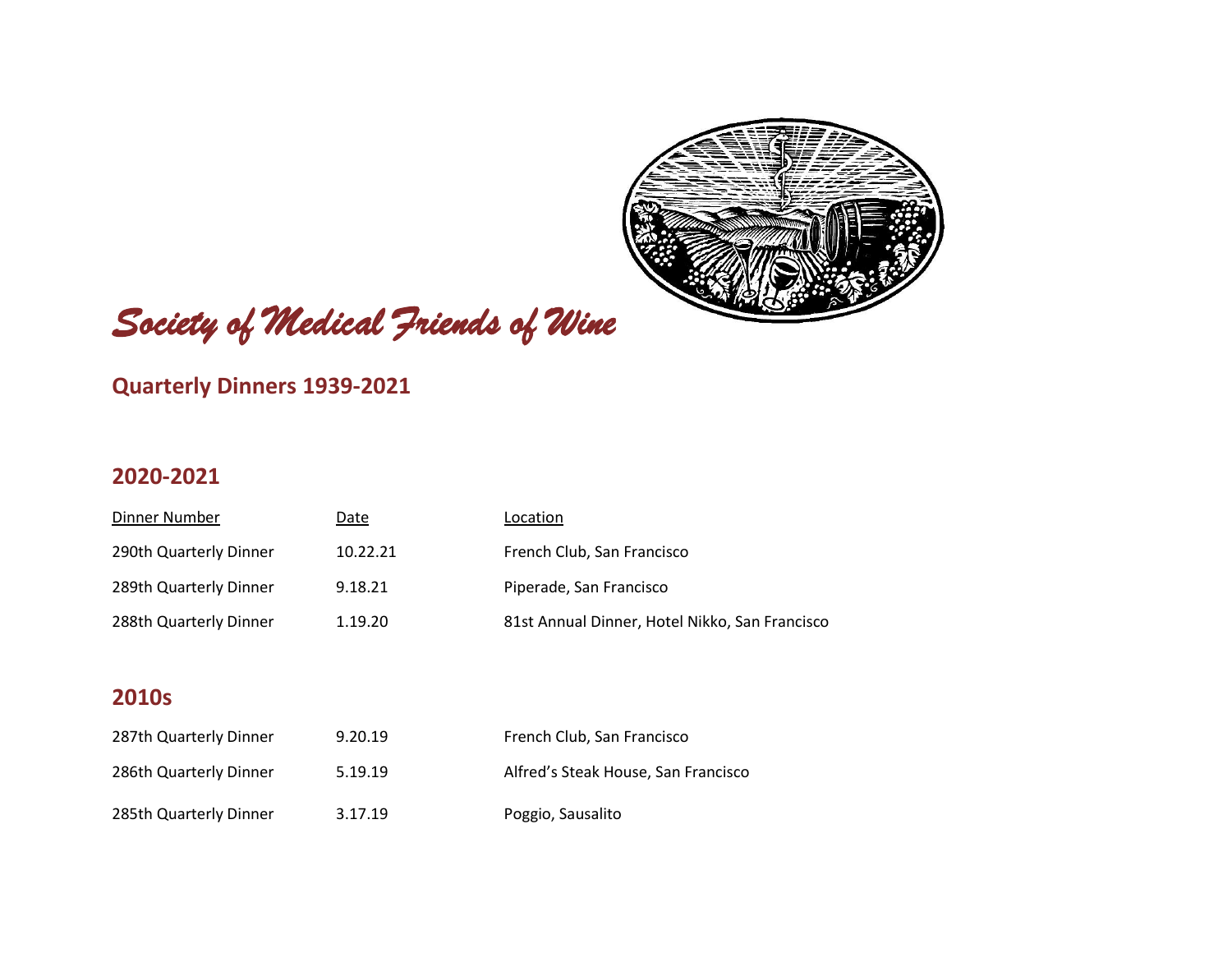*Society of Medical Friends of Wine*

## Quarterly Dinners 1939-2021

### 2020-2021

| Dinner Number | Date | Location |
|---|---|---|
| 290th Quarterly Dinner | 10.22.21 | French Club, San Francisco |
| 289th Quarterly Dinner | 9.18.21 | Piperade, San Francisco |
| 288th Quarterly Dinner | 1.19.20 | 81st Annual Dinner, Hotel Nikko, San Francisco |

### 2010s

| Dinner Number | Date | Location |
|---|---|---|
| 287th Quarterly Dinner | 9.20.19 | French Club, San Francisco |
| 286th Quarterly Dinner | 5.19.19 | Alfred’s Steak House, San Francisco |
| 285th Quarterly Dinner | 3.17.19 | Poggio, Sausalito |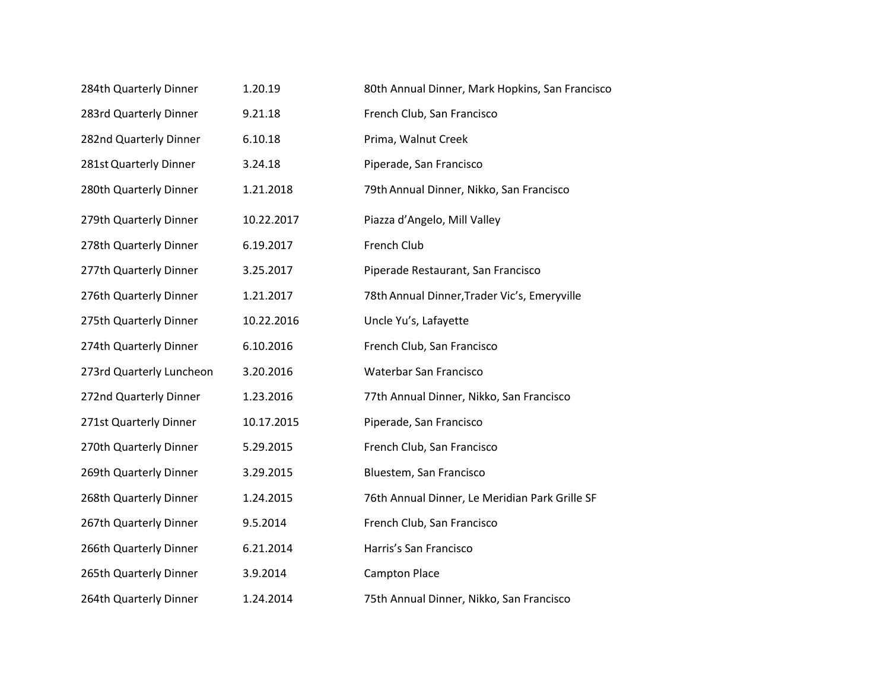| | | |
|---|---|---|
| 284th Quarterly Dinner | 1.20.19 | 80th Annual Dinner, Mark Hopkins, San Francisco |
| 283rd Quarterly Dinner | 9.21.18 | French Club, San Francisco |
| 282nd Quarterly Dinner | 6.10.18 | Prima, Walnut Creek |
| 281st Quarterly Dinner | 3.24.18 | Piperade, San Francisco |
| 280th Quarterly Dinner | 1.21.2018 | 79th Annual Dinner, Nikko, San Francisco |
| 279th Quarterly Dinner | 10.22.2017 | Piazza d'Angelo, Mill Valley |
| 278th Quarterly Dinner | 6.19.2017 | French Club |
| 277th Quarterly Dinner | 3.25.2017 | Piperade Restaurant, San Francisco |
| 276th Quarterly Dinner | 1.21.2017 | 78th Annual Dinner,Trader Vic's, Emeryville |
| 275th Quarterly Dinner | 10.22.2016 | Uncle Yu's, Lafayette |
| 274th Quarterly Dinner | 6.10.2016 | French Club, San Francisco |
| 273rd Quarterly Luncheon | 3.20.2016 | Waterbar San Francisco |
| 272nd Quarterly Dinner | 1.23.2016 | 77th Annual Dinner, Nikko, San Francisco |
| 271st Quarterly Dinner | 10.17.2015 | Piperade, San Francisco |
| 270th Quarterly Dinner | 5.29.2015 | French Club, San Francisco |
| 269th Quarterly Dinner | 3.29.2015 | Bluestem, San Francisco |
| 268th Quarterly Dinner | 1.24.2015 | 76th Annual Dinner, Le Meridian Park Grille SF |
| 267th Quarterly Dinner | 9.5.2014 | French Club, San Francisco |
| 266th Quarterly Dinner | 6.21.2014 | Harris's San Francisco |
| 265th Quarterly Dinner | 3.9.2014 | Campton Place |
| 264th Quarterly Dinner | 1.24.2014 | 75th Annual Dinner, Nikko, San Francisco |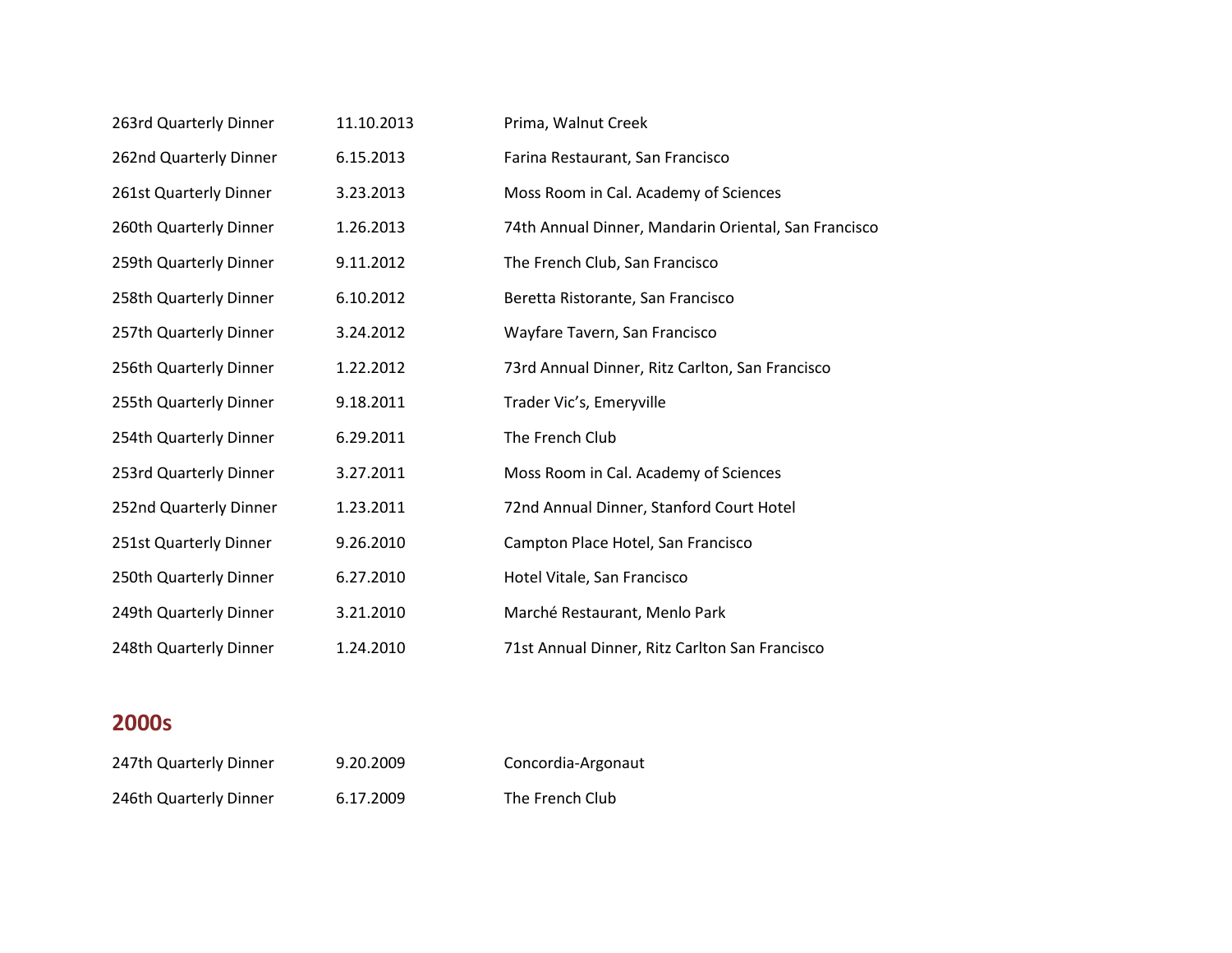| | | |
|---|---|---|
| 263rd Quarterly Dinner | 11.10.2013 | Prima, Walnut Creek |
| 262nd Quarterly Dinner | 6.15.2013 | Farina Restaurant, San Francisco |
| 261st Quarterly Dinner | 3.23.2013 | Moss Room in Cal. Academy of Sciences |
| 260th Quarterly Dinner | 1.26.2013 | 74th Annual Dinner, Mandarin Oriental, San Francisco |
| 259th Quarterly Dinner | 9.11.2012 | The French Club, San Francisco |
| 258th Quarterly Dinner | 6.10.2012 | Beretta Ristorante, San Francisco |
| 257th Quarterly Dinner | 3.24.2012 | Wayfare Tavern, San Francisco |
| 256th Quarterly Dinner | 1.22.2012 | 73rd Annual Dinner, Ritz Carlton, San Francisco |
| 255th Quarterly Dinner | 9.18.2011 | Trader Vic's, Emeryville |
| 254th Quarterly Dinner | 6.29.2011 | The French Club |
| 253rd Quarterly Dinner | 3.27.2011 | Moss Room in Cal. Academy of Sciences |
| 252nd Quarterly Dinner | 1.23.2011 | 72nd Annual Dinner, Stanford Court Hotel |
| 251st Quarterly Dinner | 9.26.2010 | Campton Place Hotel, San Francisco |
| 250th Quarterly Dinner | 6.27.2010 | Hotel Vitale, San Francisco |
| 249th Quarterly Dinner | 3.21.2010 | Marché Restaurant, Menlo Park |
| 248th Quarterly Dinner | 1.24.2010 | 71st Annual Dinner, Ritz Carlton San Francisco |

## 2000s

| | | |
|---|---|---|
| 247th Quarterly Dinner | 9.20.2009 | Concordia-Argonaut |
| 246th Quarterly Dinner | 6.17.2009 | The French Club |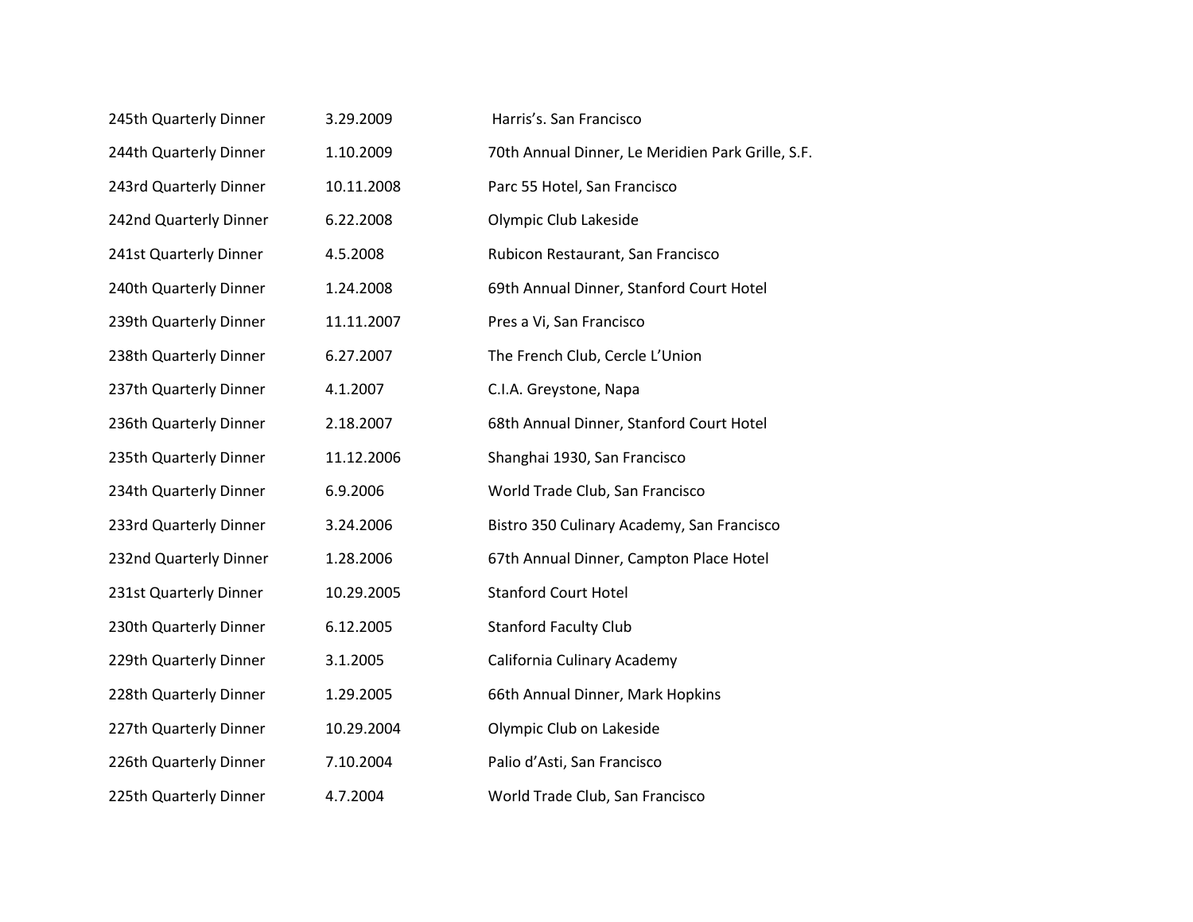| | | |
|---|---|---|
| 245th Quarterly Dinner | 3.29.2009 | Harris's. San Francisco |
| 244th Quarterly Dinner | 1.10.2009 | 70th Annual Dinner, Le Meridien Park Grille, S.F. |
| 243rd Quarterly Dinner | 10.11.2008 | Parc 55 Hotel, San Francisco |
| 242nd Quarterly Dinner | 6.22.2008 | Olympic Club Lakeside |
| 241st Quarterly Dinner | 4.5.2008 | Rubicon Restaurant, San Francisco |
| 240th Quarterly Dinner | 1.24.2008 | 69th Annual Dinner, Stanford Court Hotel |
| 239th Quarterly Dinner | 11.11.2007 | Pres a Vi, San Francisco |
| 238th Quarterly Dinner | 6.27.2007 | The French Club, Cercle L'Union |
| 237th Quarterly Dinner | 4.1.2007 | C.I.A. Greystone, Napa |
| 236th Quarterly Dinner | 2.18.2007 | 68th Annual Dinner, Stanford Court Hotel |
| 235th Quarterly Dinner | 11.12.2006 | Shanghai 1930, San Francisco |
| 234th Quarterly Dinner | 6.9.2006 | World Trade Club, San Francisco |
| 233rd Quarterly Dinner | 3.24.2006 | Bistro 350 Culinary Academy, San Francisco |
| 232nd Quarterly Dinner | 1.28.2006 | 67th Annual Dinner, Campton Place Hotel |
| 231st Quarterly Dinner | 10.29.2005 | Stanford Court Hotel |
| 230th Quarterly Dinner | 6.12.2005 | Stanford Faculty Club |
| 229th Quarterly Dinner | 3.1.2005 | California Culinary Academy |
| 228th Quarterly Dinner | 1.29.2005 | 66th Annual Dinner, Mark Hopkins |
| 227th Quarterly Dinner | 10.29.2004 | Olympic Club on Lakeside |
| 226th Quarterly Dinner | 7.10.2004 | Palio d'Asti, San Francisco |
| 225th Quarterly Dinner | 4.7.2004 | World Trade Club, San Francisco |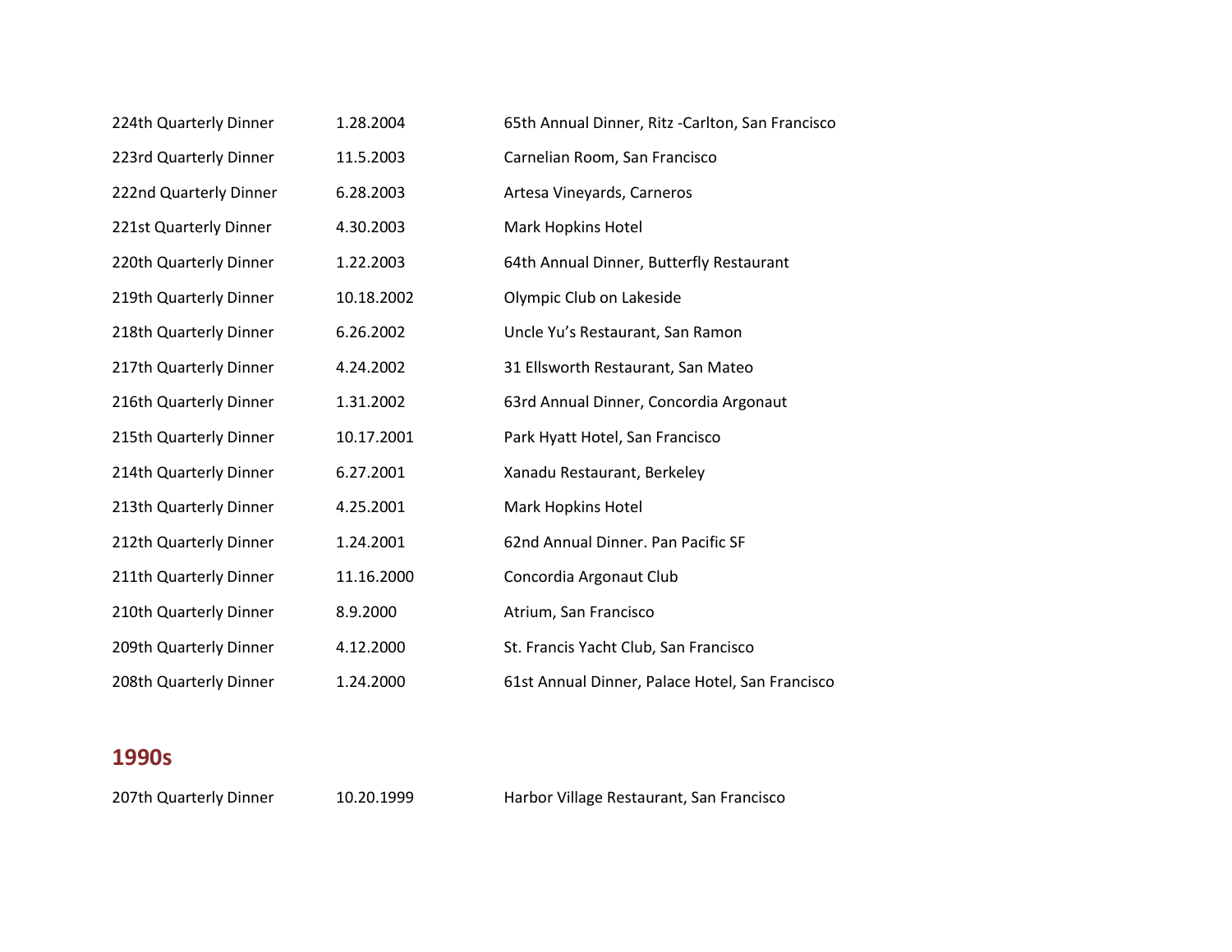| | | |
|---|---|---|
| 224th Quarterly Dinner | 1.28.2004 | 65th Annual Dinner, Ritz -Carlton, San Francisco |
| 223rd Quarterly Dinner | 11.5.2003 | Carnelian Room, San Francisco |
| 222nd Quarterly Dinner | 6.28.2003 | Artesa Vineyards, Carneros |
| 221st Quarterly Dinner | 4.30.2003 | Mark Hopkins Hotel |
| 220th Quarterly Dinner | 1.22.2003 | 64th Annual Dinner, Butterfly Restaurant |
| 219th Quarterly Dinner | 10.18.2002 | Olympic Club on Lakeside |
| 218th Quarterly Dinner | 6.26.2002 | Uncle Yu's Restaurant, San Ramon |
| 217th Quarterly Dinner | 4.24.2002 | 31 Ellsworth Restaurant, San Mateo |
| 216th Quarterly Dinner | 1.31.2002 | 63rd Annual Dinner, Concordia Argonaut |
| 215th Quarterly Dinner | 10.17.2001 | Park Hyatt Hotel, San Francisco |
| 214th Quarterly Dinner | 6.27.2001 | Xanadu Restaurant, Berkeley |
| 213th Quarterly Dinner | 4.25.2001 | Mark Hopkins Hotel |
| 212th Quarterly Dinner | 1.24.2001 | 62nd Annual Dinner. Pan Pacific SF |
| 211th Quarterly Dinner | 11.16.2000 | Concordia Argonaut Club |
| 210th Quarterly Dinner | 8.9.2000 | Atrium, San Francisco |
| 209th Quarterly Dinner | 4.12.2000 | St. Francis Yacht Club, San Francisco |
| 208th Quarterly Dinner | 1.24.2000 | 61st Annual Dinner, Palace Hotel, San Francisco |

## 1990s

| | | |
|---|---|---|
| 207th Quarterly Dinner | 10.20.1999 | Harbor Village Restaurant, San Francisco |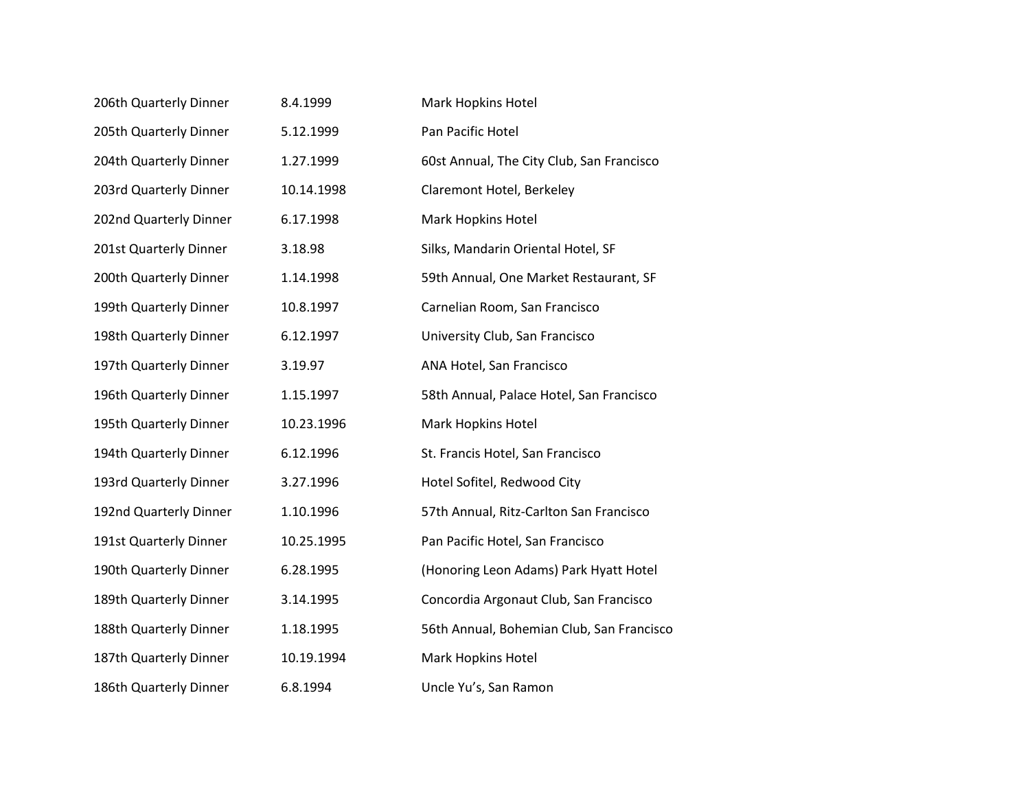| | | |
|---|---|---|
| 206th Quarterly Dinner | 8.4.1999 | Mark Hopkins Hotel |
| 205th Quarterly Dinner | 5.12.1999 | Pan Pacific Hotel |
| 204th Quarterly Dinner | 1.27.1999 | 60st Annual, The City Club, San Francisco |
| 203rd Quarterly Dinner | 10.14.1998 | Claremont Hotel, Berkeley |
| 202nd Quarterly Dinner | 6.17.1998 | Mark Hopkins Hotel |
| 201st Quarterly Dinner | 3.18.98 | Silks, Mandarin Oriental Hotel, SF |
| 200th Quarterly Dinner | 1.14.1998 | 59th Annual, One Market Restaurant, SF |
| 199th Quarterly Dinner | 10.8.1997 | Carnelian Room, San Francisco |
| 198th Quarterly Dinner | 6.12.1997 | University Club, San Francisco |
| 197th Quarterly Dinner | 3.19.97 | ANA Hotel, San Francisco |
| 196th Quarterly Dinner | 1.15.1997 | 58th Annual, Palace Hotel, San Francisco |
| 195th Quarterly Dinner | 10.23.1996 | Mark Hopkins Hotel |
| 194th Quarterly Dinner | 6.12.1996 | St. Francis Hotel, San Francisco |
| 193rd Quarterly Dinner | 3.27.1996 | Hotel Sofitel, Redwood City |
| 192nd Quarterly Dinner | 1.10.1996 | 57th Annual, Ritz-Carlton San Francisco |
| 191st Quarterly Dinner | 10.25.1995 | Pan Pacific Hotel, San Francisco |
| 190th Quarterly Dinner | 6.28.1995 | (Honoring Leon Adams) Park Hyatt Hotel |
| 189th Quarterly Dinner | 3.14.1995 | Concordia Argonaut Club, San Francisco |
| 188th Quarterly Dinner | 1.18.1995 | 56th Annual, Bohemian Club, San Francisco |
| 187th Quarterly Dinner | 10.19.1994 | Mark Hopkins Hotel |
| 186th Quarterly Dinner | 6.8.1994 | Uncle Yu's, San Ramon |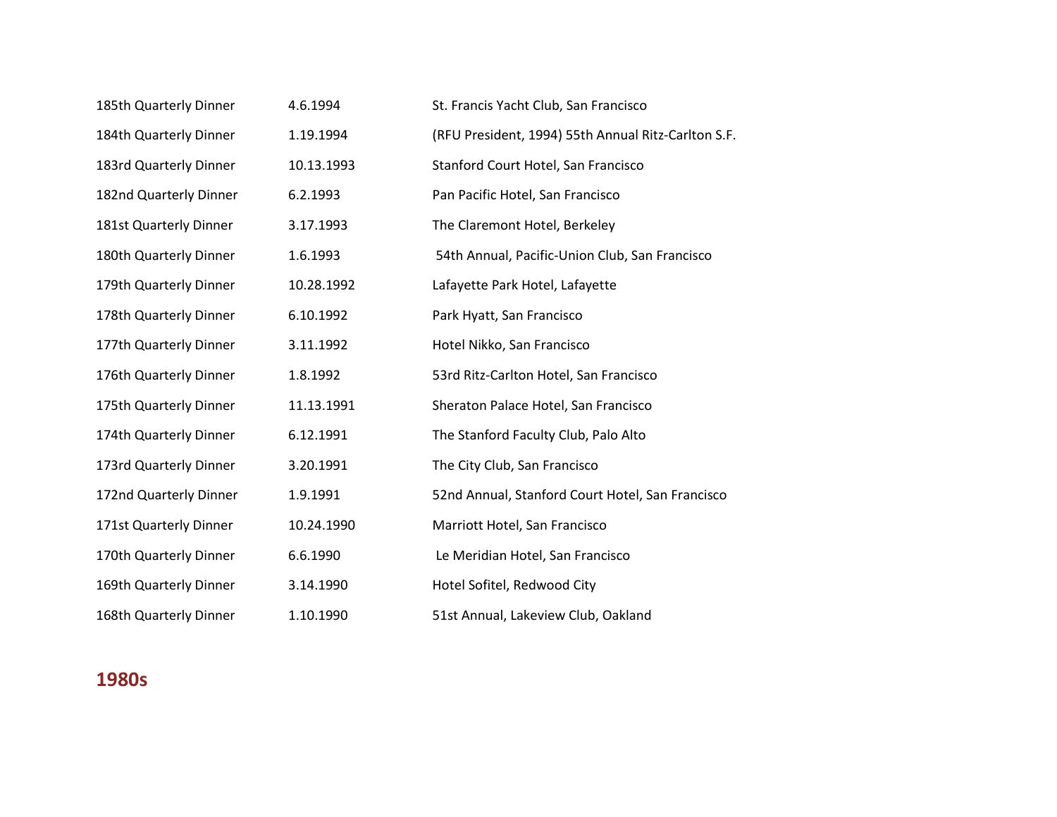| | | |
|---|---|---|
| 185th Quarterly Dinner | 4.6.1994 | St. Francis Yacht Club, San Francisco |
| 184th Quarterly Dinner | 1.19.1994 | (RFU President, 1994) 55th Annual Ritz-Carlton S.F. |
| 183rd Quarterly Dinner | 10.13.1993 | Stanford Court Hotel, San Francisco |
| 182nd Quarterly Dinner | 6.2.1993 | Pan Pacific Hotel, San Francisco |
| 181st Quarterly Dinner | 3.17.1993 | The Claremont Hotel, Berkeley |
| 180th Quarterly Dinner | 1.6.1993 | 54th Annual, Pacific-Union Club, San Francisco |
| 179th Quarterly Dinner | 10.28.1992 | Lafayette Park Hotel, Lafayette |
| 178th Quarterly Dinner | 6.10.1992 | Park Hyatt, San Francisco |
| 177th Quarterly Dinner | 3.11.1992 | Hotel Nikko, San Francisco |
| 176th Quarterly Dinner | 1.8.1992 | 53rd Ritz-Carlton Hotel, San Francisco |
| 175th Quarterly Dinner | 11.13.1991 | Sheraton Palace Hotel, San Francisco |
| 174th Quarterly Dinner | 6.12.1991 | The Stanford Faculty Club, Palo Alto |
| 173rd Quarterly Dinner | 3.20.1991 | The City Club, San Francisco |
| 172nd Quarterly Dinner | 1.9.1991 | 52nd Annual, Stanford Court Hotel, San Francisco |
| 171st Quarterly Dinner | 10.24.1990 | Marriott Hotel, San Francisco |
| 170th Quarterly Dinner | 6.6.1990 | Le Meridian Hotel, San Francisco |
| 169th Quarterly Dinner | 3.14.1990 | Hotel Sofitel, Redwood City |
| 168th Quarterly Dinner | 1.10.1990 | 51st Annual, Lakeview Club, Oakland |

## 1980s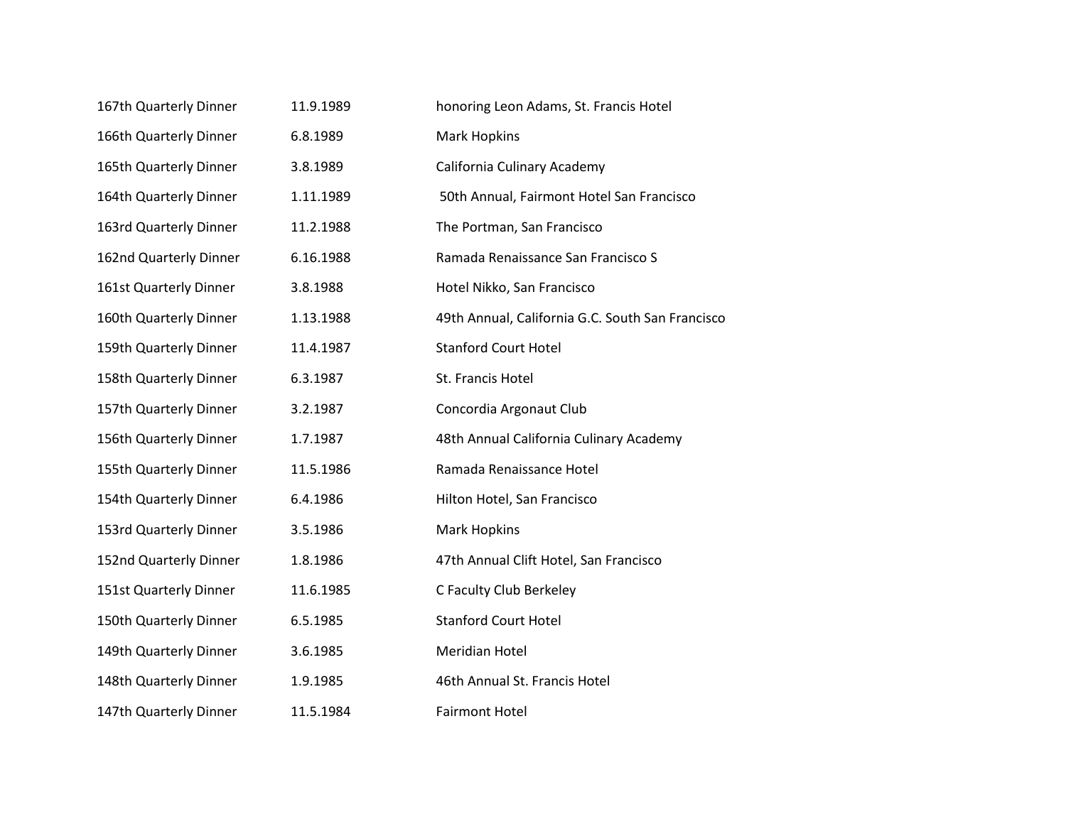| | | |
|---|---|---|
| 167th Quarterly Dinner | 11.9.1989 | honoring Leon Adams, St. Francis Hotel |
| 166th Quarterly Dinner | 6.8.1989 | Mark Hopkins |
| 165th Quarterly Dinner | 3.8.1989 | California Culinary Academy |
| 164th Quarterly Dinner | 1.11.1989 | 50th Annual, Fairmont Hotel San Francisco |
| 163rd Quarterly Dinner | 11.2.1988 | The Portman, San Francisco |
| 162nd Quarterly Dinner | 6.16.1988 | Ramada Renaissance San Francisco S |
| 161st Quarterly Dinner | 3.8.1988 | Hotel Nikko, San Francisco |
| 160th Quarterly Dinner | 1.13.1988 | 49th Annual, California G.C. South San Francisco |
| 159th Quarterly Dinner | 11.4.1987 | Stanford Court Hotel |
| 158th Quarterly Dinner | 6.3.1987 | St. Francis Hotel |
| 157th Quarterly Dinner | 3.2.1987 | Concordia Argonaut Club |
| 156th Quarterly Dinner | 1.7.1987 | 48th Annual California Culinary Academy |
| 155th Quarterly Dinner | 11.5.1986 | Ramada Renaissance Hotel |
| 154th Quarterly Dinner | 6.4.1986 | Hilton Hotel, San Francisco |
| 153rd Quarterly Dinner | 3.5.1986 | Mark Hopkins |
| 152nd Quarterly Dinner | 1.8.1986 | 47th Annual Clift Hotel, San Francisco |
| 151st Quarterly Dinner | 11.6.1985 | C Faculty Club Berkeley |
| 150th Quarterly Dinner | 6.5.1985 | Stanford Court Hotel |
| 149th Quarterly Dinner | 3.6.1985 | Meridian Hotel |
| 148th Quarterly Dinner | 1.9.1985 | 46th Annual St. Francis Hotel |
| 147th Quarterly Dinner | 11.5.1984 | Fairmont Hotel |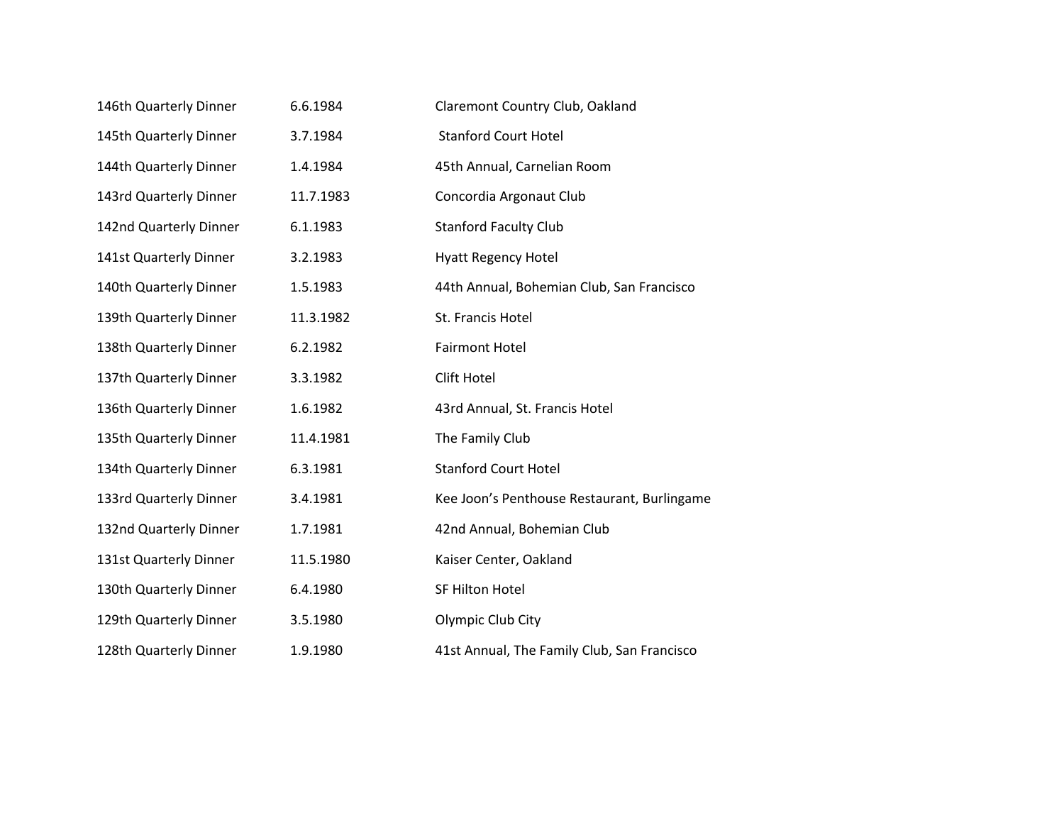| | | |
|---|---|---|
| 146th Quarterly Dinner | 6.6.1984 | Claremont Country Club, Oakland |
| 145th Quarterly Dinner | 3.7.1984 | Stanford Court Hotel |
| 144th Quarterly Dinner | 1.4.1984 | 45th Annual, Carnelian Room |
| 143rd Quarterly Dinner | 11.7.1983 | Concordia Argonaut Club |
| 142nd Quarterly Dinner | 6.1.1983 | Stanford Faculty Club |
| 141st Quarterly Dinner | 3.2.1983 | Hyatt Regency Hotel |
| 140th Quarterly Dinner | 1.5.1983 | 44th Annual, Bohemian Club, San Francisco |
| 139th Quarterly Dinner | 11.3.1982 | St. Francis Hotel |
| 138th Quarterly Dinner | 6.2.1982 | Fairmont Hotel |
| 137th Quarterly Dinner | 3.3.1982 | Clift Hotel |
| 136th Quarterly Dinner | 1.6.1982 | 43rd Annual, St. Francis Hotel |
| 135th Quarterly Dinner | 11.4.1981 | The Family Club |
| 134th Quarterly Dinner | 6.3.1981 | Stanford Court Hotel |
| 133rd Quarterly Dinner | 3.4.1981 | Kee Joon's Penthouse Restaurant, Burlingame |
| 132nd Quarterly Dinner | 1.7.1981 | 42nd Annual, Bohemian Club |
| 131st Quarterly Dinner | 11.5.1980 | Kaiser Center, Oakland |
| 130th Quarterly Dinner | 6.4.1980 | SF Hilton Hotel |
| 129th Quarterly Dinner | 3.5.1980 | Olympic Club City |
| 128th Quarterly Dinner | 1.9.1980 | 41st Annual, The Family Club, San Francisco |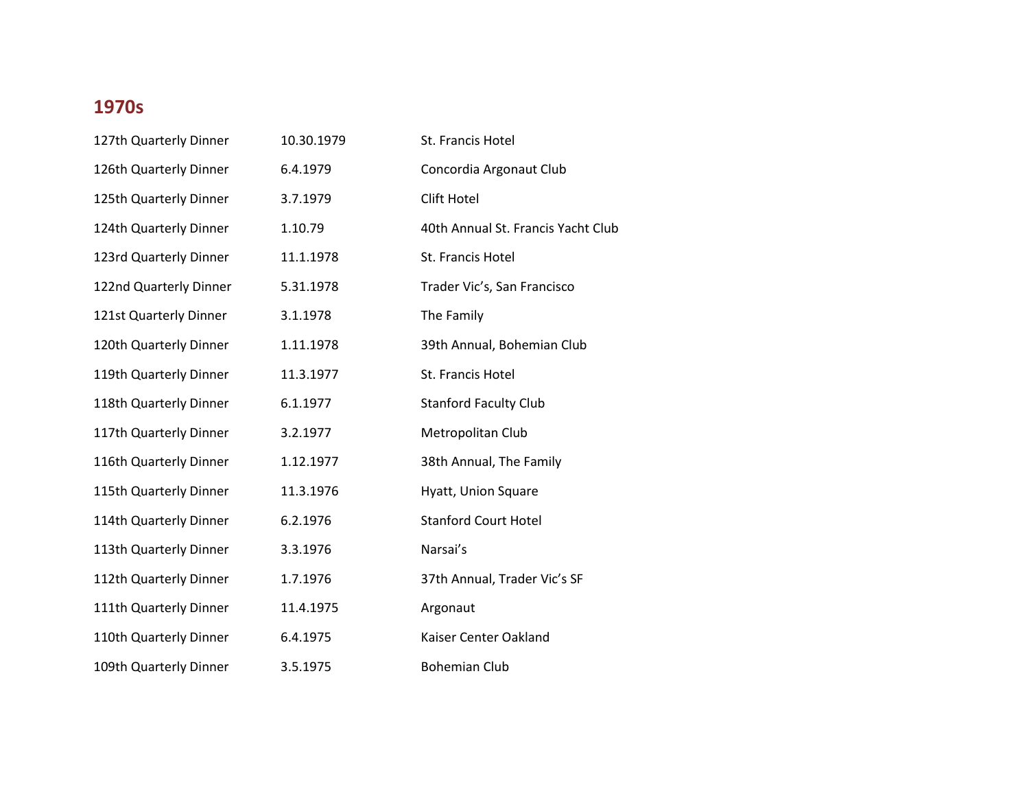## 1970s

| | | |
|---|---|---|
| 127th Quarterly Dinner | 10.30.1979 | St. Francis Hotel |
| 126th Quarterly Dinner | 6.4.1979 | Concordia Argonaut Club |
| 125th Quarterly Dinner | 3.7.1979 | Clift Hotel |
| 124th Quarterly Dinner | 1.10.79 | 40th Annual St. Francis Yacht Club |
| 123rd Quarterly Dinner | 11.1.1978 | St. Francis Hotel |
| 122nd Quarterly Dinner | 5.31.1978 | Trader Vic's, San Francisco |
| 121st Quarterly Dinner | 3.1.1978 | The Family |
| 120th Quarterly Dinner | 1.11.1978 | 39th Annual, Bohemian Club |
| 119th Quarterly Dinner | 11.3.1977 | St. Francis Hotel |
| 118th Quarterly Dinner | 6.1.1977 | Stanford Faculty Club |
| 117th Quarterly Dinner | 3.2.1977 | Metropolitan Club |
| 116th Quarterly Dinner | 1.12.1977 | 38th Annual, The Family |
| 115th Quarterly Dinner | 11.3.1976 | Hyatt, Union Square |
| 114th Quarterly Dinner | 6.2.1976 | Stanford Court Hotel |
| 113th Quarterly Dinner | 3.3.1976 | Narsai's |
| 112th Quarterly Dinner | 1.7.1976 | 37th Annual, Trader Vic's SF |
| 111th Quarterly Dinner | 11.4.1975 | Argonaut |
| 110th Quarterly Dinner | 6.4.1975 | Kaiser Center Oakland |
| 109th Quarterly Dinner | 3.5.1975 | Bohemian Club |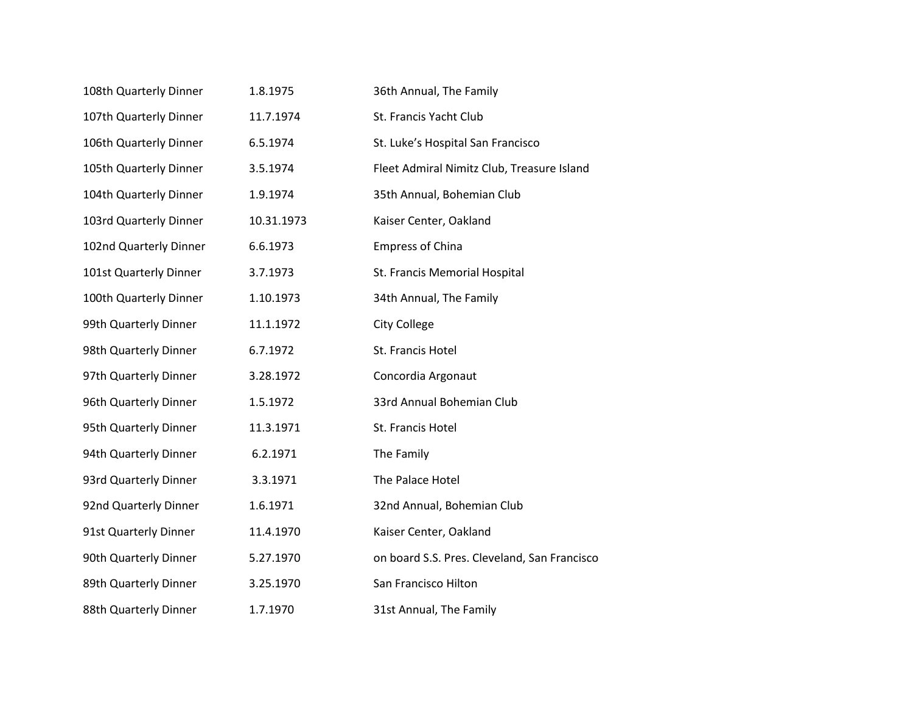| | | |
|---|---|---|
| 108th Quarterly Dinner | 1.8.1975 | 36th Annual, The Family |
| 107th Quarterly Dinner | 11.7.1974 | St. Francis Yacht Club |
| 106th Quarterly Dinner | 6.5.1974 | St. Luke's Hospital San Francisco |
| 105th Quarterly Dinner | 3.5.1974 | Fleet Admiral Nimitz Club, Treasure Island |
| 104th Quarterly Dinner | 1.9.1974 | 35th Annual, Bohemian Club |
| 103rd Quarterly Dinner | 10.31.1973 | Kaiser Center, Oakland |
| 102nd Quarterly Dinner | 6.6.1973 | Empress of China |
| 101st Quarterly Dinner | 3.7.1973 | St. Francis Memorial Hospital |
| 100th Quarterly Dinner | 1.10.1973 | 34th Annual, The Family |
| 99th Quarterly Dinner | 11.1.1972 | City College |
| 98th Quarterly Dinner | 6.7.1972 | St. Francis Hotel |
| 97th Quarterly Dinner | 3.28.1972 | Concordia Argonaut |
| 96th Quarterly Dinner | 1.5.1972 | 33rd Annual Bohemian Club |
| 95th Quarterly Dinner | 11.3.1971 | St. Francis Hotel |
| 94th Quarterly Dinner | 6.2.1971 | The Family |
| 93rd Quarterly Dinner | 3.3.1971 | The Palace Hotel |
| 92nd Quarterly Dinner | 1.6.1971 | 32nd Annual, Bohemian Club |
| 91st Quarterly Dinner | 11.4.1970 | Kaiser Center, Oakland |
| 90th Quarterly Dinner | 5.27.1970 | on board S.S. Pres. Cleveland, San Francisco |
| 89th Quarterly Dinner | 3.25.1970 | San Francisco Hilton |
| 88th Quarterly Dinner | 1.7.1970 | 31st Annual, The Family |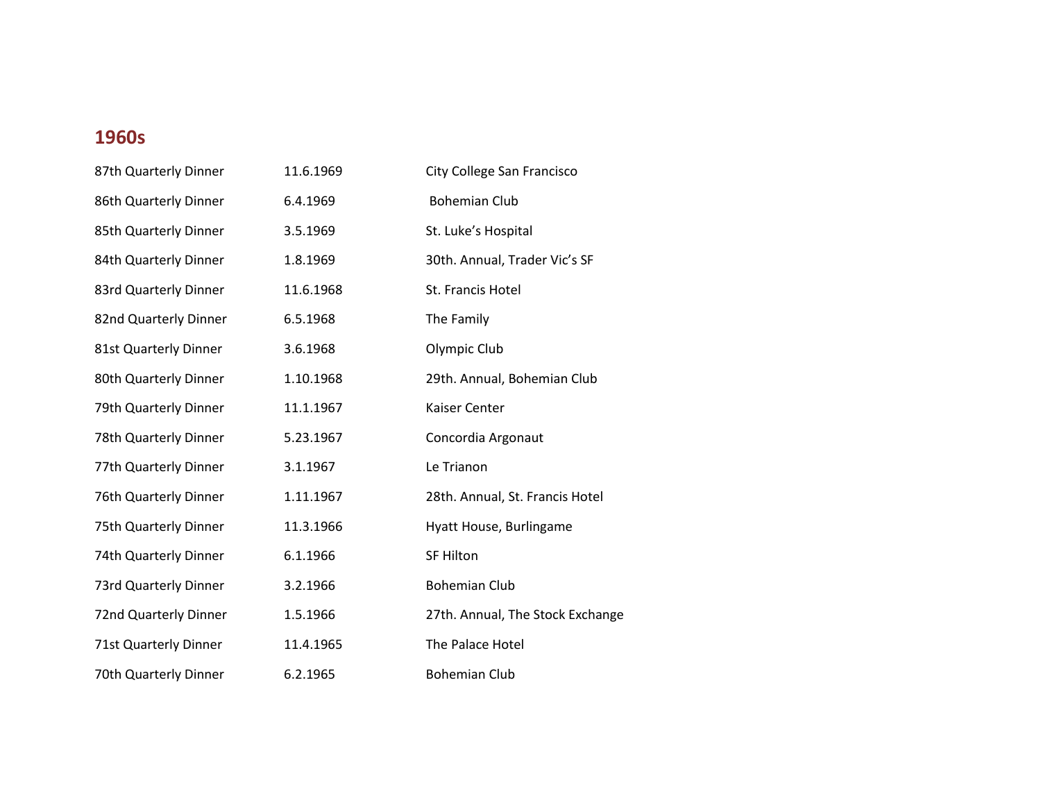## 1960s

| | | |
|---|---|---|
| 87th Quarterly Dinner | 11.6.1969 | City College San Francisco |
| 86th Quarterly Dinner | 6.4.1969 | Bohemian Club |
| 85th Quarterly Dinner | 3.5.1969 | St. Luke's Hospital |
| 84th Quarterly Dinner | 1.8.1969 | 30th. Annual, Trader Vic's SF |
| 83rd Quarterly Dinner | 11.6.1968 | St. Francis Hotel |
| 82nd Quarterly Dinner | 6.5.1968 | The Family |
| 81st Quarterly Dinner | 3.6.1968 | Olympic Club |
| 80th Quarterly Dinner | 1.10.1968 | 29th. Annual, Bohemian Club |
| 79th Quarterly Dinner | 11.1.1967 | Kaiser Center |
| 78th Quarterly Dinner | 5.23.1967 | Concordia Argonaut |
| 77th Quarterly Dinner | 3.1.1967 | Le Trianon |
| 76th Quarterly Dinner | 1.11.1967 | 28th. Annual, St. Francis Hotel |
| 75th Quarterly Dinner | 11.3.1966 | Hyatt House, Burlingame |
| 74th Quarterly Dinner | 6.1.1966 | SF Hilton |
| 73rd Quarterly Dinner | 3.2.1966 | Bohemian Club |
| 72nd Quarterly Dinner | 1.5.1966 | 27th. Annual, The Stock Exchange |
| 71st Quarterly Dinner | 11.4.1965 | The Palace Hotel |
| 70th Quarterly Dinner | 6.2.1965 | Bohemian Club |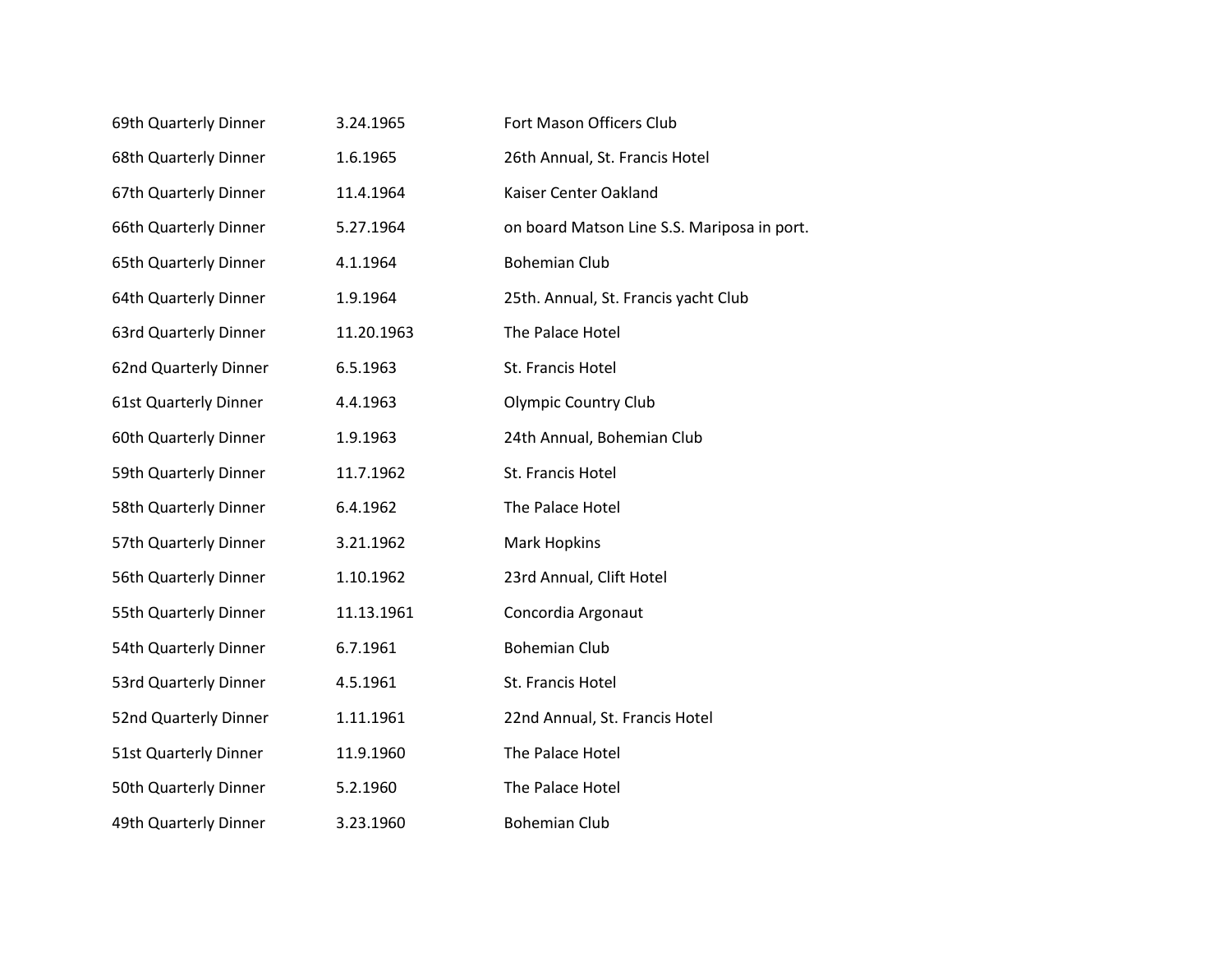| | | |
|---|---|---|
| 69th Quarterly Dinner | 3.24.1965 | Fort Mason Officers Club |
| 68th Quarterly Dinner | 1.6.1965 | 26th Annual, St. Francis Hotel |
| 67th Quarterly Dinner | 11.4.1964 | Kaiser Center Oakland |
| 66th Quarterly Dinner | 5.27.1964 | on board Matson Line S.S. Mariposa in port. |
| 65th Quarterly Dinner | 4.1.1964 | Bohemian Club |
| 64th Quarterly Dinner | 1.9.1964 | 25th. Annual, St. Francis yacht Club |
| 63rd Quarterly Dinner | 11.20.1963 | The Palace Hotel |
| 62nd Quarterly Dinner | 6.5.1963 | St. Francis Hotel |
| 61st Quarterly Dinner | 4.4.1963 | Olympic Country Club |
| 60th Quarterly Dinner | 1.9.1963 | 24th Annual, Bohemian Club |
| 59th Quarterly Dinner | 11.7.1962 | St. Francis Hotel |
| 58th Quarterly Dinner | 6.4.1962 | The Palace Hotel |
| 57th Quarterly Dinner | 3.21.1962 | Mark Hopkins |
| 56th Quarterly Dinner | 1.10.1962 | 23rd Annual, Clift Hotel |
| 55th Quarterly Dinner | 11.13.1961 | Concordia Argonaut |
| 54th Quarterly Dinner | 6.7.1961 | Bohemian Club |
| 53rd Quarterly Dinner | 4.5.1961 | St. Francis Hotel |
| 52nd Quarterly Dinner | 1.11.1961 | 22nd Annual, St. Francis Hotel |
| 51st Quarterly Dinner | 11.9.1960 | The Palace Hotel |
| 50th Quarterly Dinner | 5.2.1960 | The Palace Hotel |
| 49th Quarterly Dinner | 3.23.1960 | Bohemian Club |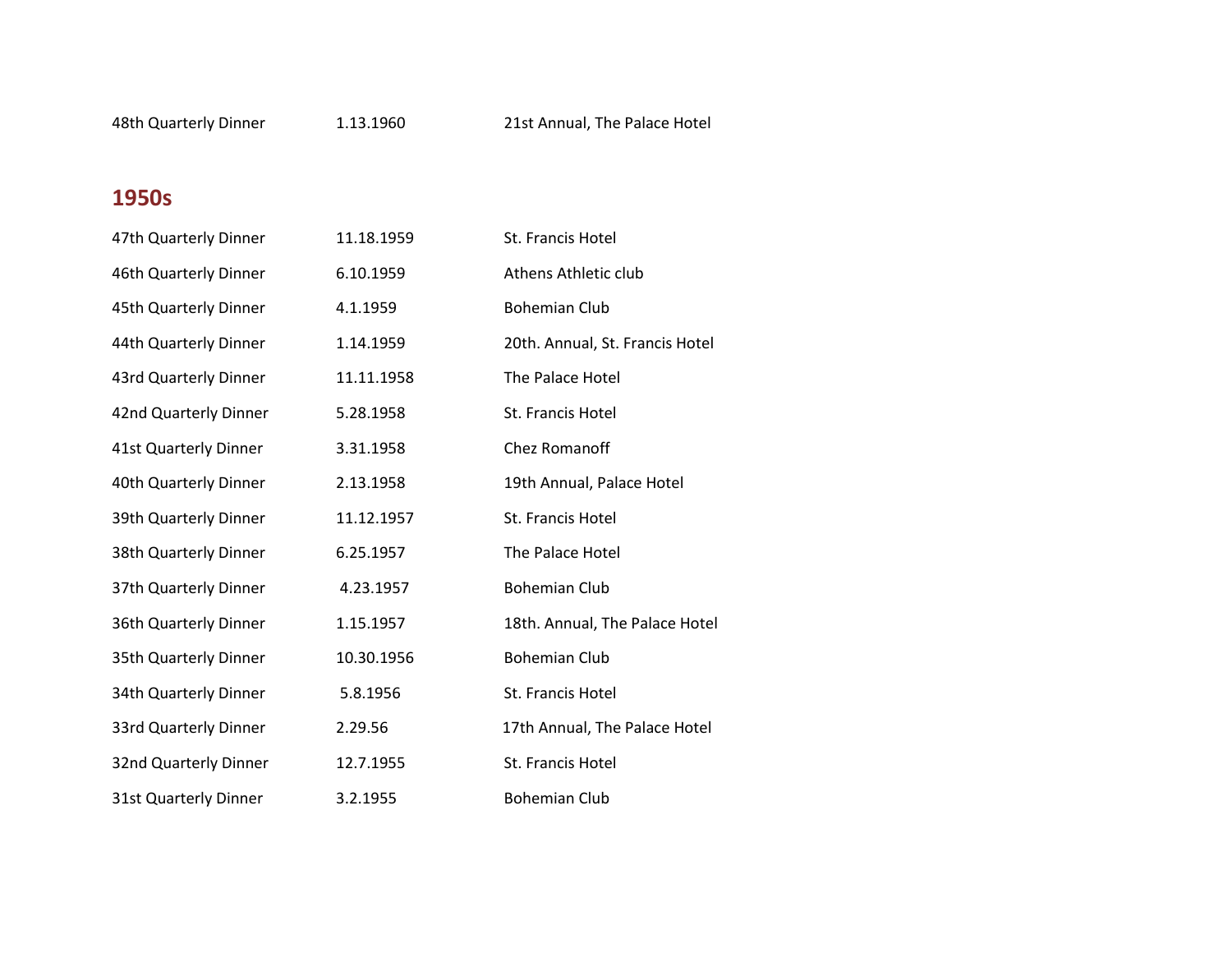| | | |
|---|---|---|
| 48th Quarterly Dinner | 1.13.1960 | 21st Annual, The Palace Hotel |

## 1950s

| | | |
|---|---|---|
| 47th Quarterly Dinner | 11.18.1959 | St. Francis Hotel |
| 46th Quarterly Dinner | 6.10.1959 | Athens Athletic club |
| 45th Quarterly Dinner | 4.1.1959 | Bohemian Club |
| 44th Quarterly Dinner | 1.14.1959 | 20th. Annual, St. Francis Hotel |
| 43rd Quarterly Dinner | 11.11.1958 | The Palace Hotel |
| 42nd Quarterly Dinner | 5.28.1958 | St. Francis Hotel |
| 41st Quarterly Dinner | 3.31.1958 | Chez Romanoff |
| 40th Quarterly Dinner | 2.13.1958 | 19th Annual, Palace Hotel |
| 39th Quarterly Dinner | 11.12.1957 | St. Francis Hotel |
| 38th Quarterly Dinner | 6.25.1957 | The Palace Hotel |
| 37th Quarterly Dinner | 4.23.1957 | Bohemian Club |
| 36th Quarterly Dinner | 1.15.1957 | 18th. Annual, The Palace Hotel |
| 35th Quarterly Dinner | 10.30.1956 | Bohemian Club |
| 34th Quarterly Dinner | 5.8.1956 | St. Francis Hotel |
| 33rd Quarterly Dinner | 2.29.56 | 17th Annual, The Palace Hotel |
| 32nd Quarterly Dinner | 12.7.1955 | St. Francis Hotel |
| 31st Quarterly Dinner | 3.2.1955 | Bohemian Club |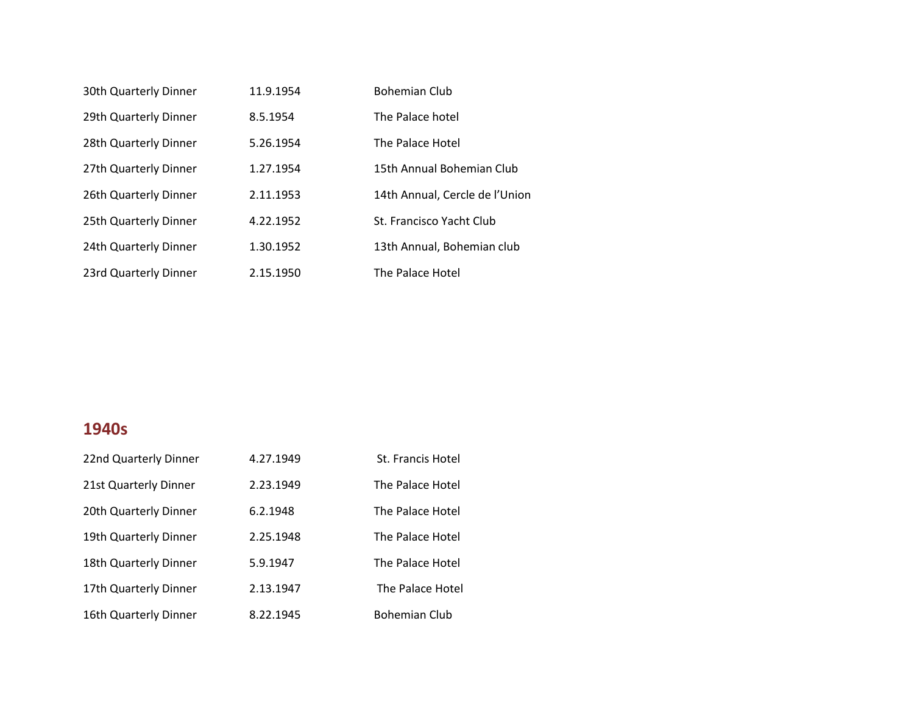| | | |
|---|---|---|
| 30th Quarterly Dinner | 11.9.1954 | Bohemian Club |
| 29th Quarterly Dinner | 8.5.1954 | The Palace hotel |
| 28th Quarterly Dinner | 5.26.1954 | The Palace Hotel |
| 27th Quarterly Dinner | 1.27.1954 | 15th Annual Bohemian Club |
| 26th Quarterly Dinner | 2.11.1953 | 14th Annual, Cercle de l'Union |
| 25th Quarterly Dinner | 4.22.1952 | St. Francisco Yacht Club |
| 24th Quarterly Dinner | 1.30.1952 | 13th Annual, Bohemian club |
| 23rd Quarterly Dinner | 2.15.1950 | The Palace Hotel |

## 1940s

| | | |
|---|---|---|
| 22nd Quarterly Dinner | 4.27.1949 | St. Francis Hotel |
| 21st Quarterly Dinner | 2.23.1949 | The Palace Hotel |
| 20th Quarterly Dinner | 6.2.1948 | The Palace Hotel |
| 19th Quarterly Dinner | 2.25.1948 | The Palace Hotel |
| 18th Quarterly Dinner | 5.9.1947 | The Palace Hotel |
| 17th Quarterly Dinner | 2.13.1947 | The Palace Hotel |
| 16th Quarterly Dinner | 8.22.1945 | Bohemian Club |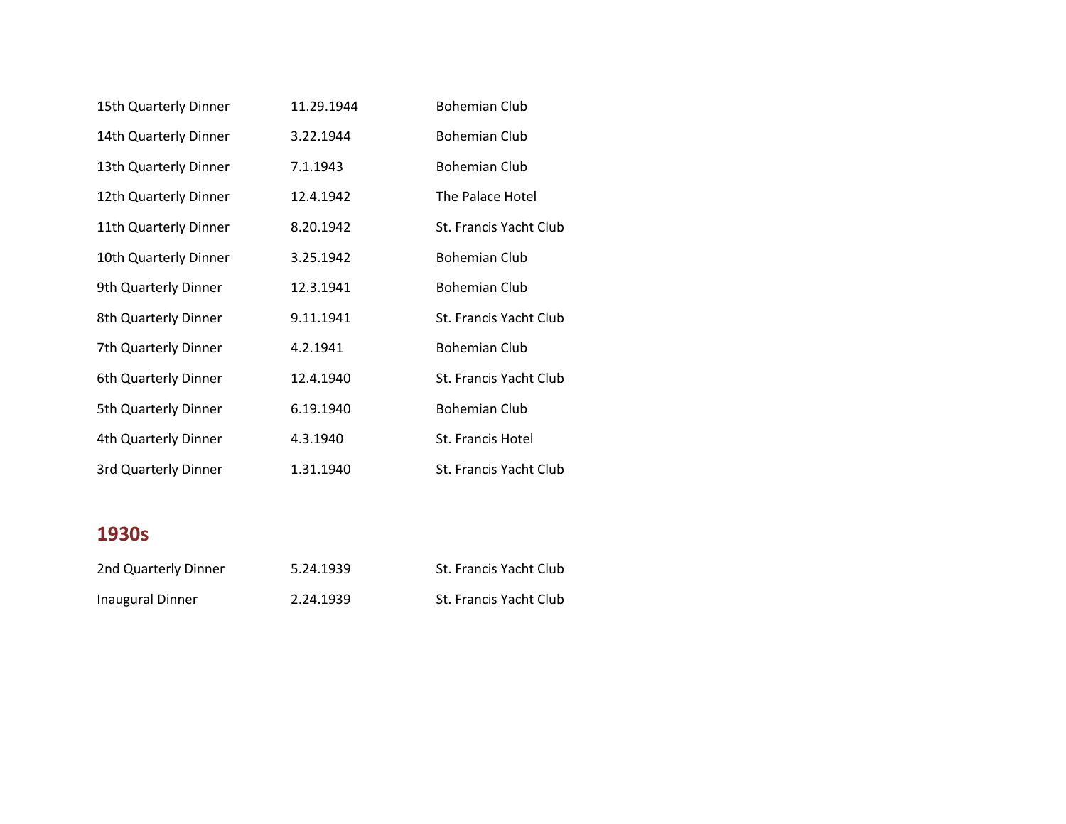| | | |
|---|---|---|
| 15th Quarterly Dinner | 11.29.1944 | Bohemian Club |
| 14th Quarterly Dinner | 3.22.1944 | Bohemian Club |
| 13th Quarterly Dinner | 7.1.1943 | Bohemian Club |
| 12th Quarterly Dinner | 12.4.1942 | The Palace Hotel |
| 11th Quarterly Dinner | 8.20.1942 | St. Francis Yacht Club |
| 10th Quarterly Dinner | 3.25.1942 | Bohemian Club |
| 9th Quarterly Dinner | 12.3.1941 | Bohemian Club |
| 8th Quarterly Dinner | 9.11.1941 | St. Francis Yacht Club |
| 7th Quarterly Dinner | 4.2.1941 | Bohemian Club |
| 6th Quarterly Dinner | 12.4.1940 | St. Francis Yacht Club |
| 5th Quarterly Dinner | 6.19.1940 | Bohemian Club |
| 4th Quarterly Dinner | 4.3.1940 | St. Francis Hotel |
| 3rd Quarterly Dinner | 1.31.1940 | St. Francis Yacht Club |

## 1930s

| | | |
|---|---|---|
| 2nd Quarterly Dinner | 5.24.1939 | St. Francis Yacht Club |
| Inaugural Dinner | 2.24.1939 | St. Francis Yacht Club |